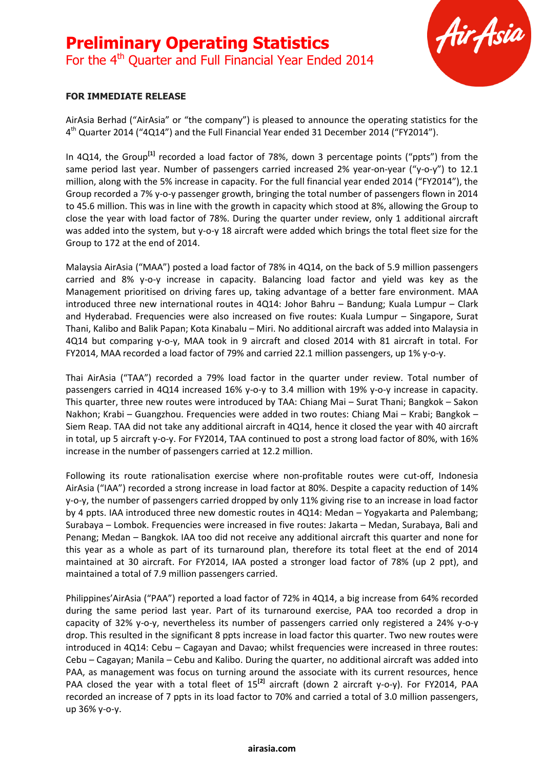# Preliminary Operating Statistics

For the 4th Quarter and Full Financial Year Ended 2014

**FOR IMMEDIATE RELEASE**

AirAsia Berhad ("AirAsia" or "the company") is pleased to announce the operating statistics for the 4th Quarter 2014 ("4Q14") and the Full Financial Year ended 31 December 2014 ("FY2014").

In 4Q14, the Group[1] recorded a load factor of 78%, down 3 percentage points ("ppts") from the same period last year. Number of passengers carried increased 2% year-on-year ("y-o-y") to 12.1 million, along with the 5% increase in capacity. For the full financial year ended 2014 ("FY2014"), the Group recorded a 7% y-o-y passenger growth, bringing the total number of passengers flown in 2014 to 45.6 million. This was in line with the growth in capacity which stood at 8%, allowing the Group to close the year with load factor of 78%. During the quarter under review, only 1 additional aircraft was added into the system, but y-o-y 18 aircraft were added which brings the total fleet size for the Group to 172 at the end of 2014.

Malaysia AirAsia ("MAA") posted a load factor of 78% in 4Q14, on the back of 5.9 million passengers carried and 8% y-o-y increase in capacity. Balancing load factor and yield was key as the Management prioritised on driving fares up, taking advantage of a better fare environment. MAA introduced three new international routes in 4Q14: Johor Bahru – Bandung; Kuala Lumpur – Clark and Hyderabad. Frequencies were also increased on five routes: Kuala Lumpur – Singapore, Surat Thani, Kalibo and Balik Papan; Kota Kinabalu – Miri. No additional aircraft was added into Malaysia in 4Q14 but comparing y-o-y, MAA took in 9 aircraft and closed 2014 with 81 aircraft in total. For FY2014, MAA recorded a load factor of 79% and carried 22.1 million passengers, up 1% y-o-y.

Thai AirAsia ("TAA") recorded a 79% load factor in the quarter under review. Total number of passengers carried in 4Q14 increased 16% y-o-y to 3.4 million with 19% y-o-y increase in capacity. This quarter, three new routes were introduced by TAA: Chiang Mai – Surat Thani; Bangkok – Sakon Nakhon; Krabi – Guangzhou. Frequencies were added in two routes: Chiang Mai – Krabi; Bangkok – Siem Reap. TAA did not take any additional aircraft in 4Q14, hence it closed the year with 40 aircraft in total, up 5 aircraft y-o-y. For FY2014, TAA continued to post a strong load factor of 80%, with 16% increase in the number of passengers carried at 12.2 million.

Following its route rationalisation exercise where non-profitable routes were cut-off, Indonesia AirAsia ("IAA") recorded a strong increase in load factor at 80%. Despite a capacity reduction of 14% y-o-y, the number of passengers carried dropped by only 11% giving rise to an increase in load factor by 4 ppts. IAA introduced three new domestic routes in 4Q14: Medan – Yogyakarta and Palembang; Surabaya – Lombok. Frequencies were increased in five routes: Jakarta – Medan, Surabaya, Bali and Penang; Medan – Bangkok. IAA too did not receive any additional aircraft this quarter and none for this year as a whole as part of its turnaround plan, therefore its total fleet at the end of 2014 maintained at 30 aircraft. For FY2014, IAA posted a stronger load factor of 78% (up 2 ppt), and maintained a total of 7.9 million passengers carried.

Philippines'AirAsia ("PAA") reported a load factor of 72% in 4Q14, a big increase from 64% recorded during the same period last year. Part of its turnaround exercise, PAA too recorded a drop in capacity of 32% y-o-y, nevertheless its number of passengers carried only registered a 24% y-o-y drop. This resulted in the significant 8 ppts increase in load factor this quarter. Two new routes were introduced in 4Q14: Cebu – Cagayan and Davao; whilst frequencies were increased in three routes: Cebu – Cagayan; Manila – Cebu and Kalibo. During the quarter, no additional aircraft was added into PAA, as management was focus on turning around the associate with its current resources, hence PAA closed the year with a total fleet of 15[2] aircraft (down 2 aircraft y-o-y). For FY2014, PAA recorded an increase of 7 ppts in its load factor to 70% and carried a total of 3.0 million passengers, up 36% y-o-y.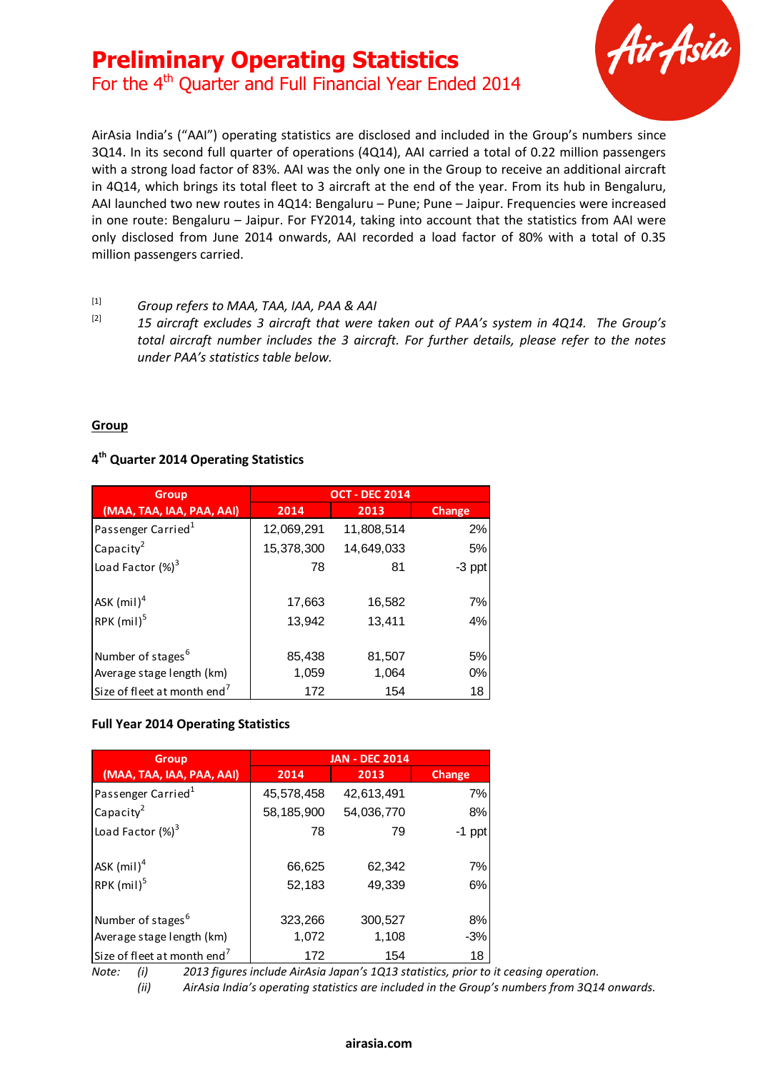# Preliminary Operating Statistics

## For the 4th Quarter and Full Financial Year Ended 2014

AirAsia India's ("AAI") operating statistics are disclosed and included in the Group's numbers since 3Q14. In its second full quarter of operations (4Q14), AAI carried a total of 0.22 million passengers with a strong load factor of 83%. AAI was the only one in the Group to receive an additional aircraft in 4Q14, which brings its total fleet to 3 aircraft at the end of the year. From its hub in Bengaluru, AAI launched two new routes in 4Q14: Bengaluru – Pune; Pune – Jaipur. Frequencies were increased in one route: Bengaluru – Jaipur. For FY2014, taking into account that the statistics from AAI were only disclosed from June 2014 onwards, AAI recorded a load factor of 80% with a total of 0.35 million passengers carried.

[1] *Group refers to MAA, TAA, IAA, PAA & AAI*

[2] *15 aircraft excludes 3 aircraft that were taken out of PAA's system in 4Q14. The Group's total aircraft number includes the 3 aircraft. For further details, please refer to the notes under PAA's statistics table below.*

**Group**

**4th Quarter 2014 Operating Statistics**

| Group (MAA, TAA, IAA, PAA, AAI) | OCT - DEC 2014 | | |
|---|---|---|---|
| | 2014 | 2013 | Change |
| Passenger Carried[1] | 12,069,291 | 11,808,514 | 2% |
| Capacity[2] | 15,378,300 | 14,649,033 | 5% |
| Load Factor (%)[3] | 78 | 81 | -3 ppt |
| | | | |
| ASK (mil)[4] | 17,663 | 16,582 | 7% |
| RPK (mil)[5] | 13,942 | 13,411 | 4% |
| | | | |
| Number of stages[6] | 85,438 | 81,507 | 5% |
| Average stage length (km) | 1,059 | 1,064 | 0% |
| Size of fleet at month end[7] | 172 | 154 | 18 |

**Full Year 2014 Operating Statistics**

| Group (MAA, TAA, IAA, PAA, AAI) | JAN - DEC 2014 | | |
|---|---|---|---|
| | 2014 | 2013 | Change |
| Passenger Carried[1] | 45,578,458 | 42,613,491 | 7% |
| Capacity[2] | 58,185,900 | 54,036,770 | 8% |
| Load Factor (%)[3] | 78 | 79 | -1 ppt |
| | | | |
| ASK (mil)[4] | 66,625 | 62,342 | 7% |
| RPK (mil)[5] | 52,183 | 49,339 | 6% |
| | | | |
| Number of stages[6] | 323,266 | 300,527 | 8% |
| Average stage length (km) | 1,072 | 1,108 | -3% |
| Size of fleet at month end[7] | 172 | 154 | 18 |

*Note:* (i) *2013 figures include AirAsia Japan's 1Q13 statistics, prior to it ceasing operation.*
(ii) *AirAsia India's operating statistics are included in the Group's numbers from 3Q14 onwards.*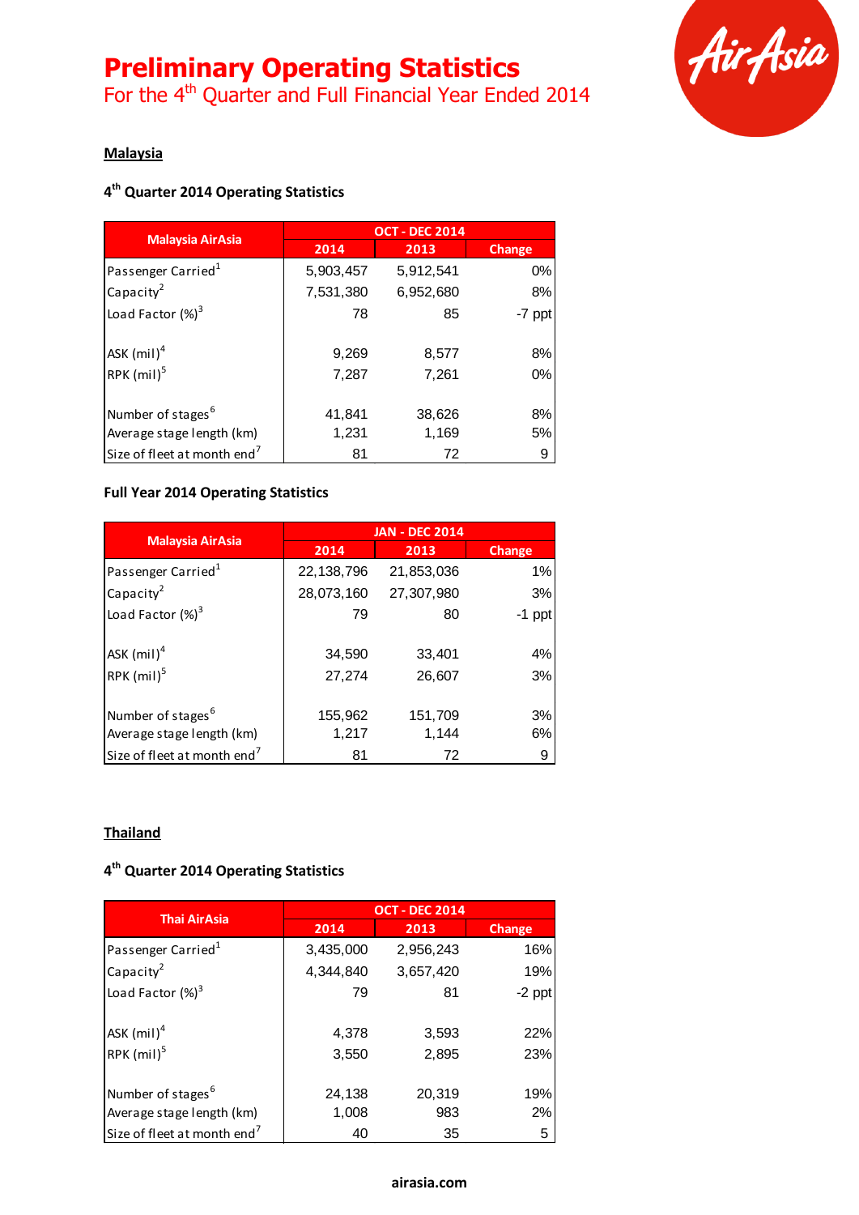# Preliminary Operating Statistics

For the 4th Quarter and Full Financial Year Ended 2014

## Malaysia

### 4th Quarter 2014 Operating Statistics

| Malaysia AirAsia | OCT - DEC 2014 | | |
|---|---|---|---|
| | 2014 | 2013 | Change |
| Passenger Carried[1] | 5,903,457 | 5,912,541 | 0% |
| Capacity[2] | 7,531,380 | 6,952,680 | 8% |
| Load Factor (%)[3] | 78 | 85 | -7 ppt |
| ASK (mil)[4] | 9,269 | 8,577 | 8% |
| RPK (mil)[5] | 7,287 | 7,261 | 0% |
| Number of stages[6] | 41,841 | 38,626 | 8% |
| Average stage length (km) | 1,231 | 1,169 | 5% |
| Size of fleet at month end[7] | 81 | 72 | 9 |

### Full Year 2014 Operating Statistics

| Malaysia AirAsia | JAN - DEC 2014 | | |
|---|---|---|---|
| | 2014 | 2013 | Change |
| Passenger Carried[1] | 22,138,796 | 21,853,036 | 1% |
| Capacity[2] | 28,073,160 | 27,307,980 | 3% |
| Load Factor (%)[3] | 79 | 80 | -1 ppt |
| ASK (mil)[4] | 34,590 | 33,401 | 4% |
| RPK (mil)[5] | 27,274 | 26,607 | 3% |
| Number of stages[6] | 155,962 | 151,709 | 3% |
| Average stage length (km) | 1,217 | 1,144 | 6% |
| Size of fleet at month end[7] | 81 | 72 | 9 |

## Thailand

### 4th Quarter 2014 Operating Statistics

| Thai AirAsia | OCT - DEC 2014 | | |
|---|---|---|---|
| | 2014 | 2013 | Change |
| Passenger Carried[1] | 3,435,000 | 2,956,243 | 16% |
| Capacity[2] | 4,344,840 | 3,657,420 | 19% |
| Load Factor (%)[3] | 79 | 81 | -2 ppt |
| ASK (mil)[4] | 4,378 | 3,593 | 22% |
| RPK (mil)[5] | 3,550 | 2,895 | 23% |
| Number of stages[6] | 24,138 | 20,319 | 19% |
| Average stage length (km) | 1,008 | 983 | 2% |
| Size of fleet at month end[7] | 40 | 35 | 5 |

airasia.com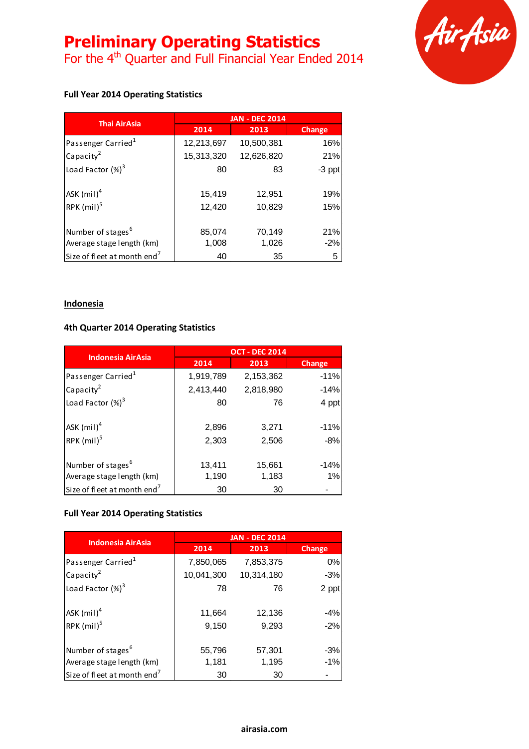# Preliminary Operating Statistics

## For the 4th Quarter and Full Financial Year Ended 2014

### Full Year 2014 Operating Statistics

| Thai AirAsia | JAN - DEC 2014 | | |
|---|---|---|---|
| | 2014 | 2013 | Change |
| Passenger Carried[1] | 12,213,697 | 10,500,381 | 16% |
| Capacity[2] | 15,313,320 | 12,626,820 | 21% |
| Load Factor (%)[3] | 80 | 83 | -3 ppt |
| ASK (mil)[4] | 15,419 | 12,951 | 19% |
| RPK (mil)[5] | 12,420 | 10,829 | 15% |
| Number of stages[6] | 85,074 | 70,149 | 21% |
| Average stage length (km) | 1,008 | 1,026 | -2% |
| Size of fleet at month end[7] | 40 | 35 | 5 |

## Indonesia

### 4th Quarter 2014 Operating Statistics

| Indonesia AirAsia | OCT - DEC 2014 | | |
|---|---|---|---|
| | 2014 | 2013 | Change |
| Passenger Carried[1] | 1,919,789 | 2,153,362 | -11% |
| Capacity[2] | 2,413,440 | 2,818,980 | -14% |
| Load Factor (%)[3] | 80 | 76 | 4 ppt |
| ASK (mil)[4] | 2,896 | 3,271 | -11% |
| RPK (mil)[5] | 2,303 | 2,506 | -8% |
| Number of stages[6] | 13,411 | 15,661 | -14% |
| Average stage length (km) | 1,190 | 1,183 | 1% |
| Size of fleet at month end[7] | 30 | 30 | - |

### Full Year 2014 Operating Statistics

| Indonesia AirAsia | JAN - DEC 2014 | | |
|---|---|---|---|
| | 2014 | 2013 | Change |
| Passenger Carried[1] | 7,850,065 | 7,853,375 | 0% |
| Capacity[2] | 10,041,300 | 10,314,180 | -3% |
| Load Factor (%)[3] | 78 | 76 | 2 ppt |
| ASK (mil)[4] | 11,664 | 12,136 | -4% |
| RPK (mil)[5] | 9,150 | 9,293 | -2% |
| Number of stages[6] | 55,796 | 57,301 | -3% |
| Average stage length (km) | 1,181 | 1,195 | -1% |
| Size of fleet at month end[7] | 30 | 30 | - |

airasia.com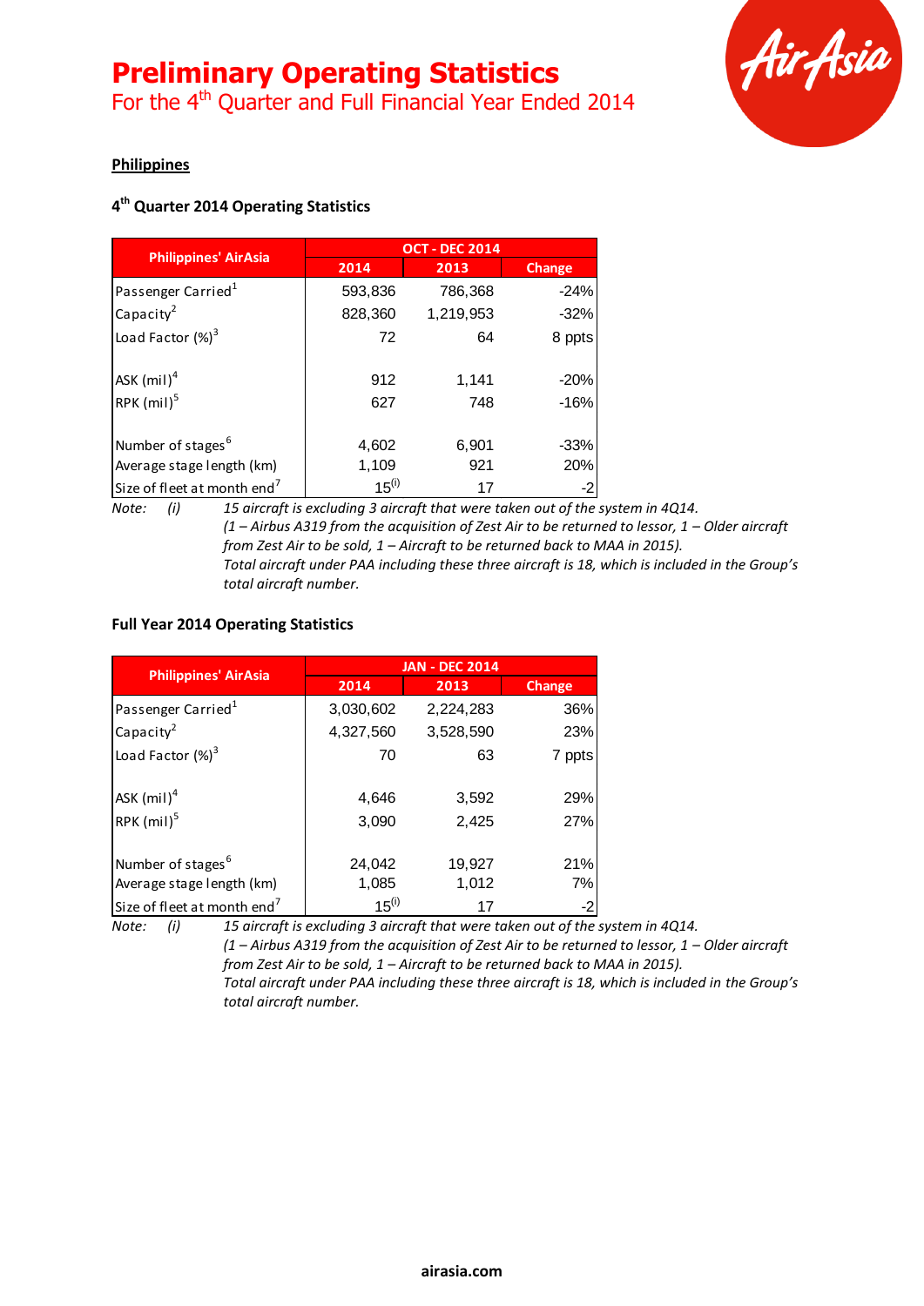# Preliminary Operating Statistics

For the 4th Quarter and Full Financial Year Ended 2014

**Philippines**

**4th Quarter 2014 Operating Statistics**

| Philippines' AirAsia | OCT - DEC 2014 | | |
|---|---|---|---|
| | 2014 | 2013 | Change |
| Passenger Carried[1] | 593,836 | 786,368 | -24% |
| Capacity[2] | 828,360 | 1,219,953 | -32% |
| Load Factor (%)[3] | 72 | 64 | 8 ppts |
| ASK (mil)[4] | 912 | 1,141 | -20% |
| RPK (mil)[5] | 627 | 748 | -16% |
| Number of stages[6] | 4,602 | 6,901 | -33% |
| Average stage length (km) | 1,109 | 921 | 20% |
| Size of fleet at month end[7] | 15[(i)] | 17 | -2 |

*Note: (i) 15 aircraft is excluding 3 aircraft that were taken out of the system in 4Q14. (1 – Airbus A319 from the acquisition of Zest Air to be returned to lessor, 1 – Older aircraft from Zest Air to be sold, 1 – Aircraft to be returned back to MAA in 2015). Total aircraft under PAA including these three aircraft is 18, which is included in the Group's total aircraft number.*

**Full Year 2014 Operating Statistics**

| Philippines' AirAsia | JAN - DEC 2014 | | |
|---|---|---|---|
| | 2014 | 2013 | Change |
| Passenger Carried[1] | 3,030,602 | 2,224,283 | 36% |
| Capacity[2] | 4,327,560 | 3,528,590 | 23% |
| Load Factor (%)[3] | 70 | 63 | 7 ppts |
| ASK (mil)[4] | 4,646 | 3,592 | 29% |
| RPK (mil)[5] | 3,090 | 2,425 | 27% |
| Number of stages[6] | 24,042 | 19,927 | 21% |
| Average stage length (km) | 1,085 | 1,012 | 7% |
| Size of fleet at month end[7] | 15[(i)] | 17 | -2 |

*Note: (i) 15 aircraft is excluding 3 aircraft that were taken out of the system in 4Q14. (1 – Airbus A319 from the acquisition of Zest Air to be returned to lessor, 1 – Older aircraft from Zest Air to be sold, 1 – Aircraft to be returned back to MAA in 2015). Total aircraft under PAA including these three aircraft is 18, which is included in the Group's total aircraft number.*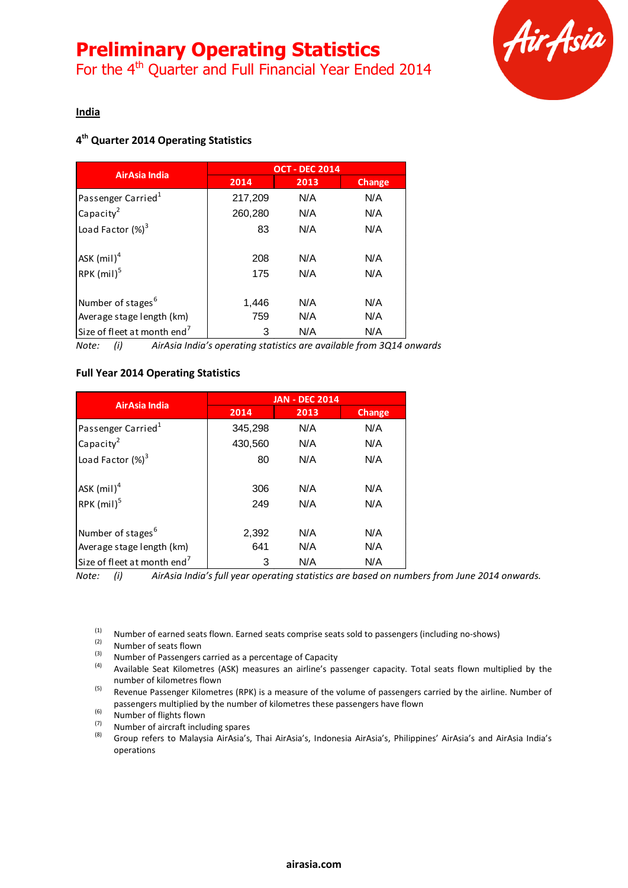# Preliminary Operating Statistics

For the 4th Quarter and Full Financial Year Ended 2014

## India

### 4th Quarter 2014 Operating Statistics

| AirAsia India | OCT - DEC 2014 | | |
|---|---|---|---|
| | 2014 | 2013 | Change |
| Passenger Carried[1] | 217,209 | N/A | N/A |
| Capacity[2] | 260,280 | N/A | N/A |
| Load Factor (%)[3] | 83 | N/A | N/A |
| ASK (mil)[4] | 208 | N/A | N/A |
| RPK (mil)[5] | 175 | N/A | N/A |
| Number of stages[6] | 1,446 | N/A | N/A |
| Average stage length (km) | 759 | N/A | N/A |
| Size of fleet at month end[7] | 3 | N/A | N/A |

*Note: (i) AirAsia India's operating statistics are available from 3Q14 onwards*

### Full Year 2014 Operating Statistics

| AirAsia India | JAN - DEC 2014 | | |
|---|---|---|---|
| | 2014 | 2013 | Change |
| Passenger Carried[1] | 345,298 | N/A | N/A |
| Capacity[2] | 430,560 | N/A | N/A |
| Load Factor (%)[3] | 80 | N/A | N/A |
| ASK (mil)[4] | 306 | N/A | N/A |
| RPK (mil)[5] | 249 | N/A | N/A |
| Number of stages[6] | 2,392 | N/A | N/A |
| Average stage length (km) | 641 | N/A | N/A |
| Size of fleet at month end[7] | 3 | N/A | N/A |

*Note: (i) AirAsia India's full year operating statistics are based on numbers from June 2014 onwards.*

(1) Number of earned seats flown. Earned seats comprise seats sold to passengers (including no-shows)
(2) Number of seats flown
(3) Number of Passengers carried as a percentage of Capacity
(4) Available Seat Kilometres (ASK) measures an airline's passenger capacity. Total seats flown multiplied by the number of kilometres flown
(5) Revenue Passenger Kilometres (RPK) is a measure of the volume of passengers carried by the airline. Number of passengers multiplied by the number of kilometres these passengers have flown
(6) Number of flights flown
(7) Number of aircraft including spares
(8) Group refers to Malaysia AirAsia's, Thai AirAsia's, Indonesia AirAsia's, Philippines' AirAsia's and AirAsia India's operations

airasia.com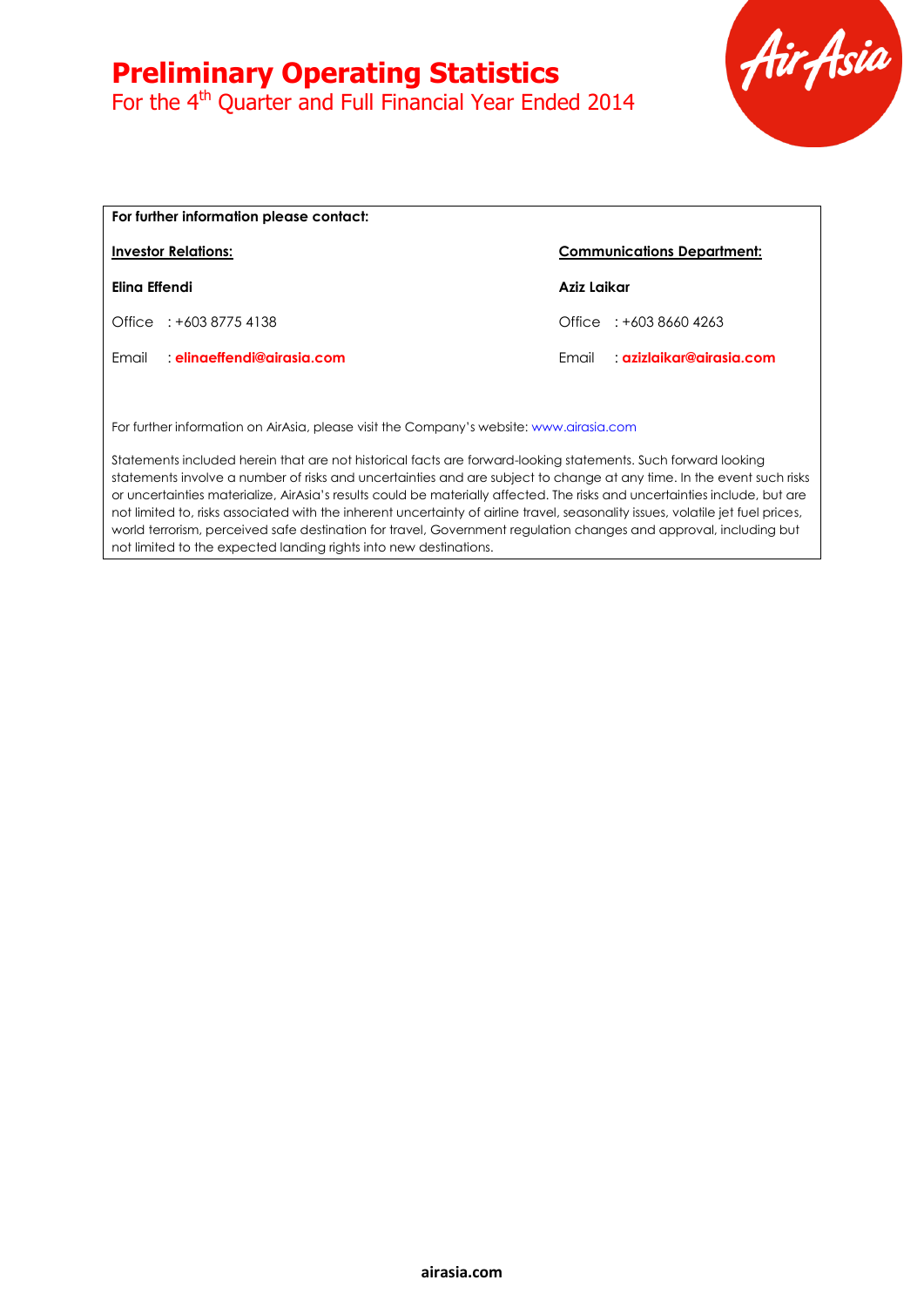# Preliminary Operating Statistics

For the 4th Quarter and Full Financial Year Ended 2014

**For further information please contact:**

**Investor Relations:**

**Elina Effendi**

Office : +603 8775 4138

Email : **elinaeffendi@airasia.com**

**Communications Department:**

**Aziz Laikar**

Office : +603 8660 4263

Email : **azizlaikar@airasia.com**

For further information on AirAsia, please visit the Company's website: www.airasia.com

Statements included herein that are not historical facts are forward-looking statements. Such forward looking statements involve a number of risks and uncertainties and are subject to change at any time. In the event such risks or uncertainties materialize, AirAsia's results could be materially affected. The risks and uncertainties include, but are not limited to, risks associated with the inherent uncertainty of airline travel, seasonality issues, volatile jet fuel prices, world terrorism, perceived safe destination for travel, Government regulation changes and approval, including but not limited to the expected landing rights into new destinations.